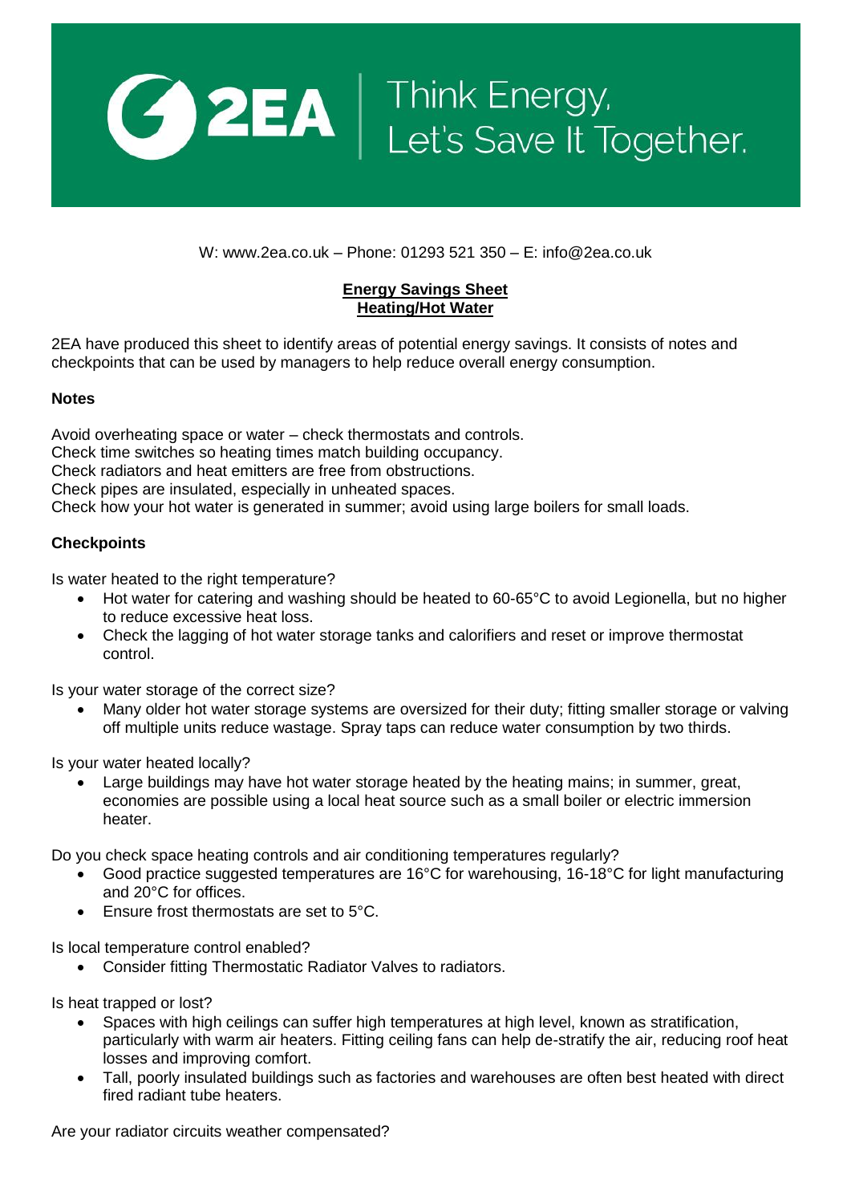2EA | Think Energy, Let's Save It Together.

W: www.2ea.co.uk – Phone: 01293 521 350 – E: info@2ea.co.uk

## Energy Savings Sheet
## Heating/Hot Water

2EA have produced this sheet to identify areas of potential energy savings. It consists of notes and checkpoints that can be used by managers to help reduce overall energy consumption.

### Notes

Avoid overheating space or water – check thermostats and controls.
Check time switches so heating times match building occupancy.
Check radiators and heat emitters are free from obstructions.
Check pipes are insulated, especially in unheated spaces.
Check how your hot water is generated in summer; avoid using large boilers for small loads.

### Checkpoints

Is water heated to the right temperature?

- Hot water for catering and washing should be heated to 60-65°C to avoid Legionella, but no higher to reduce excessive heat loss.
- Check the lagging of hot water storage tanks and calorifiers and reset or improve thermostat control.

Is your water storage of the correct size?

- Many older hot water storage systems are oversized for their duty; fitting smaller storage or valving off multiple units reduce wastage. Spray taps can reduce water consumption by two thirds.

Is your water heated locally?

- Large buildings may have hot water storage heated by the heating mains; in summer, great, economies are possible using a local heat source such as a small boiler or electric immersion heater.

Do you check space heating controls and air conditioning temperatures regularly?

- Good practice suggested temperatures are 16°C for warehousing, 16-18°C for light manufacturing and 20°C for offices.
- Ensure frost thermostats are set to 5°C.

Is local temperature control enabled?

- Consider fitting Thermostatic Radiator Valves to radiators.

Is heat trapped or lost?

- Spaces with high ceilings can suffer high temperatures at high level, known as stratification, particularly with warm air heaters. Fitting ceiling fans can help de-stratify the air, reducing roof heat losses and improving comfort.
- Tall, poorly insulated buildings such as factories and warehouses are often best heated with direct fired radiant tube heaters.

Are your radiator circuits weather compensated?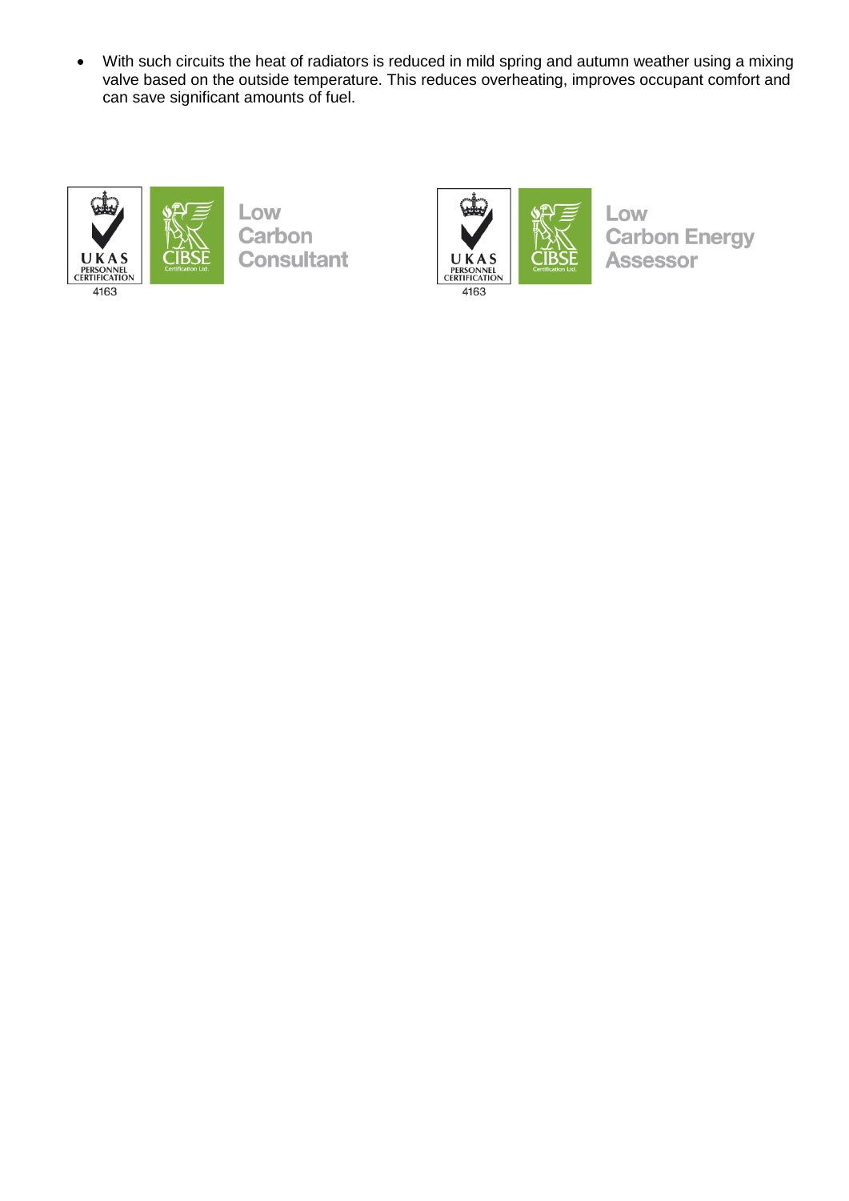- With such circuits the heat of radiators is reduced in mild spring and autumn weather using a mixing valve based on the outside temperature. This reduces overheating, improves occupant comfort and can save significant amounts of fuel.

UKAS PERSONNEL CERTIFICATION 4163

CIBSE Certification Ltd.

Low Carbon Consultant

UKAS PERSONNEL CERTIFICATION 4163

CIBSE Certification Ltd.

Low Carbon Energy Assessor